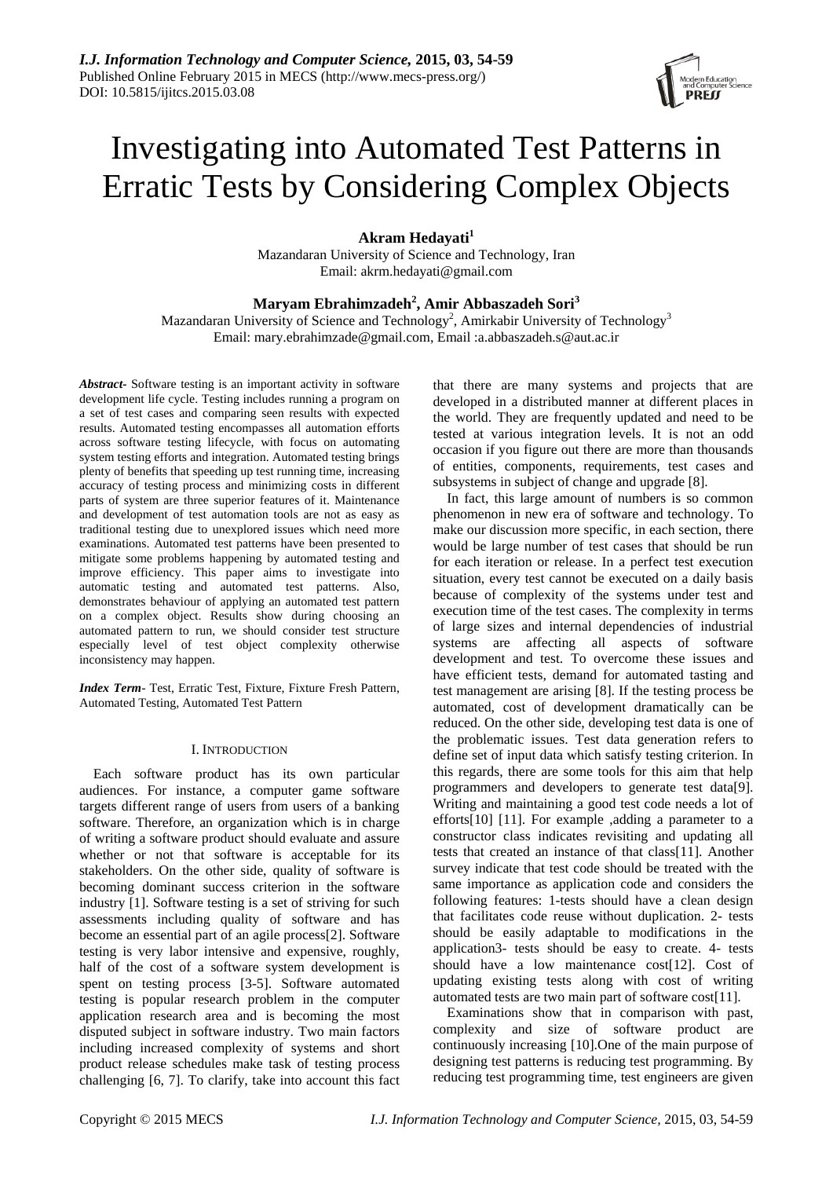# Investigating into Automated Test Patterns in Erratic Tests by Considering Complex Objects

**Akram Hedayati**[1]
Mazandaran University of Science and Technology, Iran
Email: akrm.hedayati@gmail.com

**Maryam Ebrahimzadeh**[2], **Amir Abbaszadeh Sori**[3]
Mazandaran University of Science and Technology[2], Amirkabir University of Technology[3]
Email: mary.ebrahimzade@gmail.com, Email :a.abbaszadeh.s@aut.ac.ir

***Abstract***- Software testing is an important activity in software development life cycle. Testing includes running a program on a set of test cases and comparing seen results with expected results. Automated testing encompasses all automation efforts across software testing lifecycle, with focus on automating system testing efforts and integration. Automated testing brings plenty of benefits that speeding up test running time, increasing accuracy of testing process and minimizing costs in different parts of system are three superior features of it. Maintenance and development of test automation tools are not as easy as traditional testing due to unexplored issues which need more examinations. Automated test patterns have been presented to mitigate some problems happening by automated testing and improve efficiency. This paper aims to investigate into automatic testing and automated test patterns. Also, demonstrates behaviour of applying an automated test pattern on a complex object. Results show during choosing an automated pattern to run, we should consider test structure especially level of test object complexity otherwise inconsistency may happen.

***Index Term***- Test, Erratic Test, Fixture, Fixture Fresh Pattern, Automated Testing, Automated Test Pattern

## I. Introduction

Each software product has its own particular audiences. For instance, a computer game software targets different range of users from users of a banking software. Therefore, an organization which is in charge of writing a software product should evaluate and assure whether or not that software is acceptable for its stakeholders. On the other side, quality of software is becoming dominant success criterion in the software industry [1]. Software testing is a set of striving for such assessments including quality of software and has become an essential part of an agile process[2]. Software testing is very labor intensive and expensive, roughly, half of the cost of a software system development is spent on testing process [3-5]. Software automated testing is popular research problem in the computer application research area and is becoming the most disputed subject in software industry. Two main factors including increased complexity of systems and short product release schedules make task of testing process challenging [6, 7]. To clarify, take into account this fact that there are many systems and projects that are developed in a distributed manner at different places in the world. They are frequently updated and need to be tested at various integration levels. It is not an odd occasion if you figure out there are more than thousands of entities, components, requirements, test cases and subsystems in subject of change and upgrade [8].

In fact, this large amount of numbers is so common phenomenon in new era of software and technology. To make our discussion more specific, in each section, there would be large number of test cases that should be run for each iteration or release. In a perfect test execution situation, every test cannot be executed on a daily basis because of complexity of the systems under test and execution time of the test cases. The complexity in terms of large sizes and internal dependencies of industrial systems are affecting all aspects of software development and test. To overcome these issues and have efficient tests, demand for automated tasting and test management are arising [8]. If the testing process be automated, cost of development dramatically can be reduced. On the other side, developing test data is one of the problematic issues. Test data generation refers to define set of input data which satisfy testing criterion. In this regards, there are some tools for this aim that help programmers and developers to generate test data[9]. Writing and maintaining a good test code needs a lot of efforts[10] [11]. For example ,adding a parameter to a constructor class indicates revisiting and updating all tests that created an instance of that class[11]. Another survey indicate that test code should be treated with the same importance as application code and considers the following features: 1-tests should have a clean design that facilitates code reuse without duplication. 2- tests should be easily adaptable to modifications in the application3- tests should be easy to create. 4- tests should have a low maintenance cost[12]. Cost of updating existing tests along with cost of writing automated tests are two main part of software cost[11].

Examinations show that in comparison with past, complexity and size of software product are continuously increasing [10].One of the main purpose of designing test patterns is reducing test programming. By reducing test programming time, test engineers are given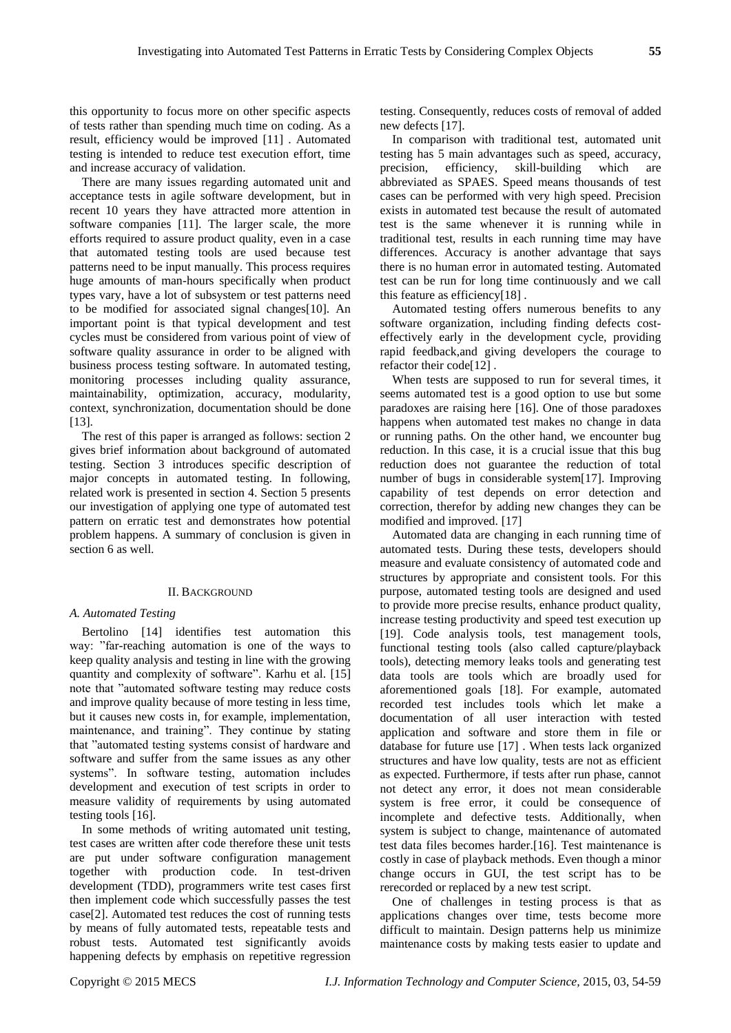this opportunity to focus more on other specific aspects of tests rather than spending much time on coding. As a result, efficiency would be improved [11] . Automated testing is intended to reduce test execution effort, time and increase accuracy of validation.

There are many issues regarding automated unit and acceptance tests in agile software development, but in recent 10 years they have attracted more attention in software companies [11]. The larger scale, the more efforts required to assure product quality, even in a case that automated testing tools are used because test patterns need to be input manually. This process requires huge amounts of man-hours specifically when product types vary, have a lot of subsystem or test patterns need to be modified for associated signal changes[10]. An important point is that typical development and test cycles must be considered from various point of view of software quality assurance in order to be aligned with business process testing software. In automated testing, monitoring processes including quality assurance, maintainability, optimization, accuracy, modularity, context, synchronization, documentation should be done [13].

The rest of this paper is arranged as follows: section 2 gives brief information about background of automated testing. Section 3 introduces specific description of major concepts in automated testing. In following, related work is presented in section 4. Section 5 presents our investigation of applying one type of automated test pattern on erratic test and demonstrates how potential problem happens. A summary of conclusion is given in section 6 as well.

## II. Background

### *A. Automated Testing*

Bertolino [14] identifies test automation this way: "far-reaching automation is one of the ways to keep quality analysis and testing in line with the growing quantity and complexity of software". Karhu et al. [15] note that "automated software testing may reduce costs and improve quality because of more testing in less time, but it causes new costs in, for example, implementation, maintenance, and training". They continue by stating that "automated testing systems consist of hardware and software and suffer from the same issues as any other systems". In software testing, automation includes development and execution of test scripts in order to measure validity of requirements by using automated testing tools [16].

In some methods of writing automated unit testing, test cases are written after code therefore these unit tests are put under software configuration management together with production code. In test-driven development (TDD), programmers write test cases first then implement code which successfully passes the test case[2]. Automated test reduces the cost of running tests by means of fully automated tests, repeatable tests and robust tests. Automated test significantly avoids happening defects by emphasis on repetitive regression testing. Consequently, reduces costs of removal of added new defects [17].

In comparison with traditional test, automated unit testing has 5 main advantages such as speed, accuracy, precision, efficiency, skill-building which are abbreviated as SPAES. Speed means thousands of test cases can be performed with very high speed. Precision exists in automated test because the result of automated test is the same whenever it is running while in traditional test, results in each running time may have differences. Accuracy is another advantage that says there is no human error in automated testing. Automated test can be run for long time continuously and we call this feature as efficiency[18] .

Automated testing offers numerous benefits to any software organization, including finding defects cost-effectively early in the development cycle, providing rapid feedback,and giving developers the courage to refactor their code[12] .

When tests are supposed to run for several times, it seems automated test is a good option to use but some paradoxes are raising here [16]. One of those paradoxes happens when automated test makes no change in data or running paths. On the other hand, we encounter bug reduction. In this case, it is a crucial issue that this bug reduction does not guarantee the reduction of total number of bugs in considerable system[17]. Improving capability of test depends on error detection and correction, therefor by adding new changes they can be modified and improved. [17]

Automated data are changing in each running time of automated tests. During these tests, developers should measure and evaluate consistency of automated code and structures by appropriate and consistent tools. For this purpose, automated testing tools are designed and used to provide more precise results, enhance product quality, increase testing productivity and speed test execution up [19]. Code analysis tools, test management tools, functional testing tools (also called capture/playback tools), detecting memory leaks tools and generating test data tools are tools which are broadly used for aforementioned goals [18]. For example, automated recorded test includes tools which let make a documentation of all user interaction with tested application and software and store them in file or database for future use [17] . When tests lack organized structures and have low quality, tests are not as efficient as expected. Furthermore, if tests after run phase, cannot not detect any error, it does not mean considerable system is free error, it could be consequence of incomplete and defective tests. Additionally, when system is subject to change, maintenance of automated test data files becomes harder.[16]. Test maintenance is costly in case of playback methods. Even though a minor change occurs in GUI, the test script has to be rerecorded or replaced by a new test script.

One of challenges in testing process is that as applications changes over time, tests become more difficult to maintain. Design patterns help us minimize maintenance costs by making tests easier to update and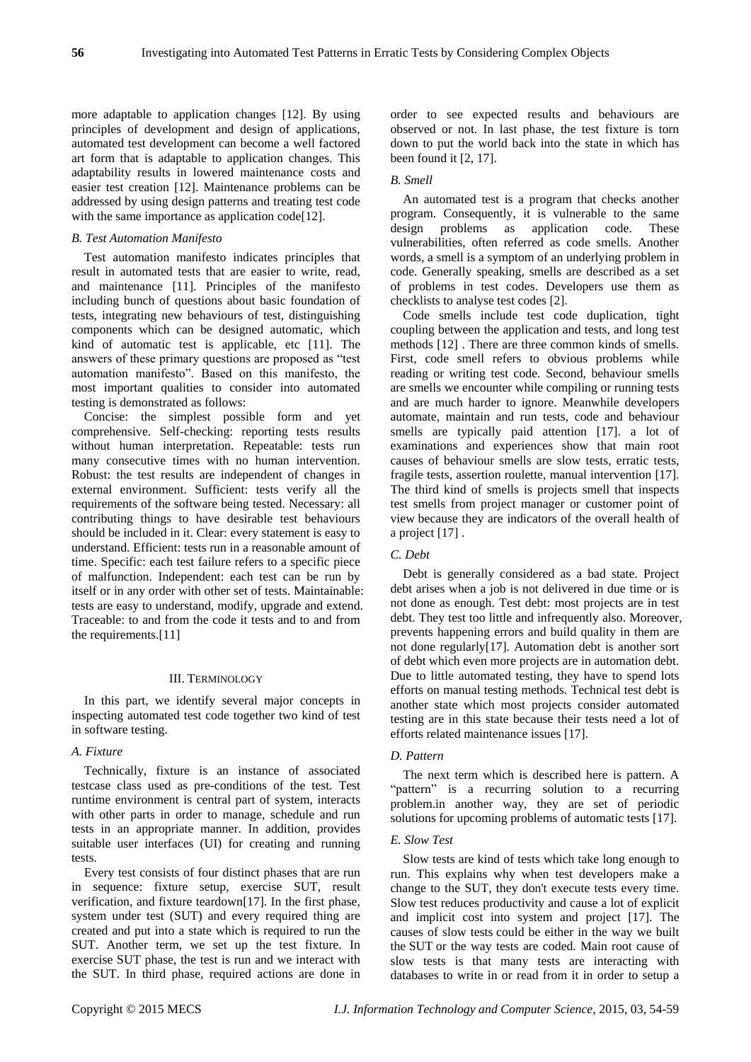more adaptable to application changes [12]. By using principles of development and design of applications, automated test development can become a well factored art form that is adaptable to application changes. This adaptability results in lowered maintenance costs and easier test creation [12]. Maintenance problems can be addressed by using design patterns and treating test code with the same importance as application code[12].

### *B. Test Automation Manifesto*

Test automation manifesto indicates principles that result in automated tests that are easier to write, read, and maintenance [11]. Principles of the manifesto including bunch of questions about basic foundation of tests, integrating new behaviours of test, distinguishing components which can be designed automatic, which kind of automatic test is applicable, etc [11]. The answers of these primary questions are proposed as "test automation manifesto". Based on this manifesto, the most important qualities to consider into automated testing is demonstrated as follows:

Concise: the simplest possible form and yet comprehensive. Self-checking: reporting tests results without human interpretation. Repeatable: tests run many consecutive times with no human intervention. Robust: the test results are independent of changes in external environment. Sufficient: tests verify all the requirements of the software being tested. Necessary: all contributing things to have desirable test behaviours should be included in it. Clear: every statement is easy to understand. Efficient: tests run in a reasonable amount of time. Specific: each test failure refers to a specific piece of malfunction. Independent: each test can be run by itself or in any order with other set of tests. Maintainable: tests are easy to understand, modify, upgrade and extend. Traceable: to and from the code it tests and to and from the requirements.[11]

## III. Terminology

In this part, we identify several major concepts in inspecting automated test code together two kind of test in software testing.

### *A. Fixture*

Technically, fixture is an instance of associated testcase class used as pre-conditions of the test. Test runtime environment is central part of system, interacts with other parts in order to manage, schedule and run tests in an appropriate manner. In addition, provides suitable user interfaces (UI) for creating and running tests.

Every test consists of four distinct phases that are run in sequence: fixture setup, exercise SUT, result verification, and fixture teardown[17]. In the first phase, system under test (SUT) and every required thing are created and put into a state which is required to run the SUT. Another term, we set up the test fixture. In exercise SUT phase, the test is run and we interact with the SUT. In third phase, required actions are done in order to see expected results and behaviours are observed or not. In last phase, the test fixture is torn down to put the world back into the state in which has been found it [2, 17].

### *B. Smell*

An automated test is a program that checks another program. Consequently, it is vulnerable to the same design problems as application code. These vulnerabilities, often referred as code smells. Another words, a smell is a symptom of an underlying problem in code. Generally speaking, smells are described as a set of problems in test codes. Developers use them as checklists to analyse test codes [2].

Code smells include test code duplication, tight coupling between the application and tests, and long test methods [12] . There are three common kinds of smells. First, code smell refers to obvious problems while reading or writing test code. Second, behaviour smells are smells we encounter while compiling or running tests and are much harder to ignore. Meanwhile developers automate, maintain and run tests, code and behaviour smells are typically paid attention [17]. a lot of examinations and experiences show that main root causes of behaviour smells are slow tests, erratic tests, fragile tests, assertion roulette, manual intervention [17]. The third kind of smells is projects smell that inspects test smells from project manager or customer point of view because they are indicators of the overall health of a project [17] .

### *C. Debt*

Debt is generally considered as a bad state. Project debt arises when a job is not delivered in due time or is not done as enough. Test debt: most projects are in test debt. They test too little and infrequently also. Moreover, prevents happening errors and build quality in them are not done regularly[17]. Automation debt is another sort of debt which even more projects are in automation debt. Due to little automated testing, they have to spend lots efforts on manual testing methods. Technical test debt is another state which most projects consider automated testing are in this state because their tests need a lot of efforts related maintenance issues [17].

### *D. Pattern*

The next term which is described here is pattern. A "pattern" is a recurring solution to a recurring problem.in another way, they are set of periodic solutions for upcoming problems of automatic tests [17].

### *E. Slow Test*

Slow tests are kind of tests which take long enough to run. This explains why when test developers make a change to the SUT, they don't execute tests every time. Slow test reduces productivity and cause a lot of explicit and implicit cost into system and project [17]. The causes of slow tests could be either in the way we built the SUT or the way tests are coded. Main root cause of slow tests is that many tests are interacting with databases to write in or read from it in order to setup a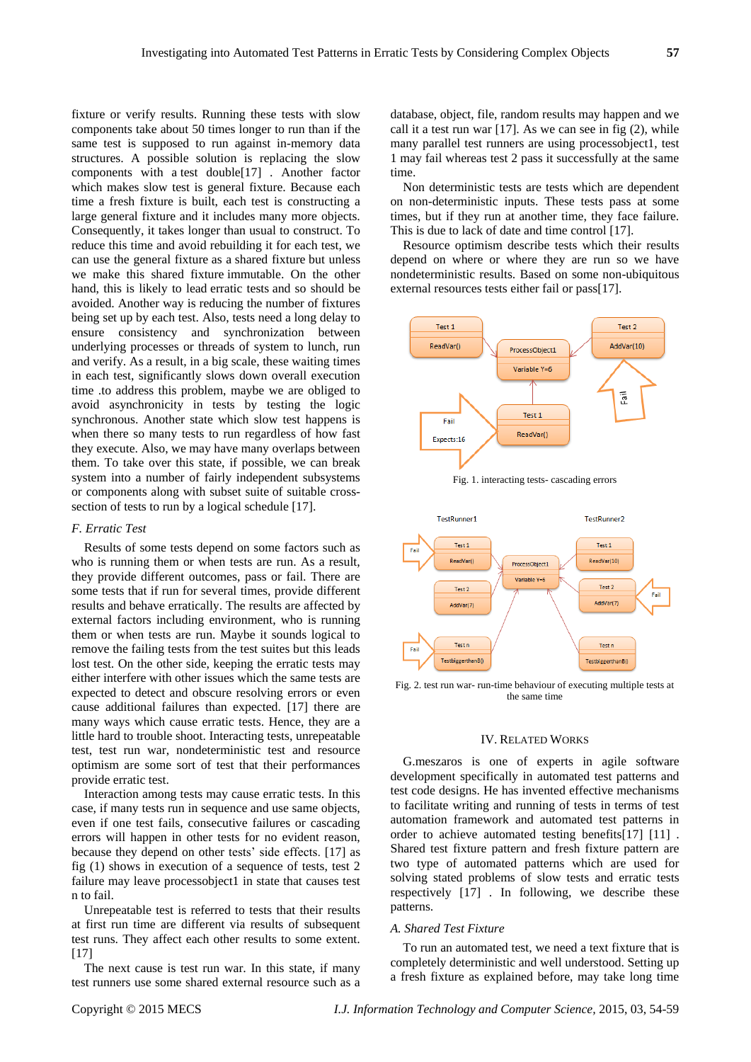fixture or verify results. Running these tests with slow components take about 50 times longer to run than if the same test is supposed to run against in-memory data structures. A possible solution is replacing the slow components with a test double[17] . Another factor which makes slow test is general fixture. Because each time a fresh fixture is built, each test is constructing a large general fixture and it includes many more objects. Consequently, it takes longer than usual to construct. To reduce this time and avoid rebuilding it for each test, we can use the general fixture as a shared fixture but unless we make this shared fixture immutable. On the other hand, this is likely to lead erratic tests and so should be avoided. Another way is reducing the number of fixtures being set up by each test. Also, tests need a long delay to ensure consistency and synchronization between underlying processes or threads of system to lunch, run and verify. As a result, in a big scale, these waiting times in each test, significantly slows down overall execution time .to address this problem, maybe we are obliged to avoid asynchronicity in tests by testing the logic synchronous. Another state which slow test happens is when there so many tests to run regardless of how fast they execute. Also, we may have many overlaps between them. To take over this state, if possible, we can break system into a number of fairly independent subsystems or components along with subset suite of suitable cross-section of tests to run by a logical schedule [17].

### *F. Erratic Test*

Results of some tests depend on some factors such as who is running them or when tests are run. As a result, they provide different outcomes, pass or fail. There are some tests that if run for several times, provide different results and behave erratically. The results are affected by external factors including environment, who is running them or when tests are run. Maybe it sounds logical to remove the failing tests from the test suites but this leads lost test. On the other side, keeping the erratic tests may either interfere with other issues which the same tests are expected to detect and obscure resolving errors or even cause additional failures than expected. [17] there are many ways which cause erratic tests. Hence, they are a little hard to trouble shoot. Interacting tests, unrepeatable test, test run war, nondeterministic test and resource optimism are some sort of test that their performances provide erratic test.

Interaction among tests may cause erratic tests. In this case, if many tests run in sequence and use same objects, even if one test fails, consecutive failures or cascading errors will happen in other tests for no evident reason, because they depend on other tests' side effects. [17] as fig (1) shows in execution of a sequence of tests, test 2 failure may leave processobject1 in state that causes test n to fail.

Unrepeatable test is referred to tests that their results at first run time are different via results of subsequent test runs. They affect each other results to some extent. [17]

The next cause is test run war. In this state, if many test runners use some shared external resource such as a database, object, file, random results may happen and we call it a test run war [17]. As we can see in fig (2), while many parallel test runners are using processobject1, test 1 may fail whereas test 2 pass it successfully at the same time.

Non deterministic tests are tests which are dependent on non-deterministic inputs. These tests pass at some times, but if they run at another time, they face failure. This is due to lack of date and time control [17].

Resource optimism describe tests which their results depend on where or where they are run so we have nondeterministic results. Based on some non-ubiquitous external resources tests either fail or pass[17].

Fig. 1. interacting tests- cascading errors

Fig. 2. test run war- run-time behaviour of executing multiple tests at the same time

## IV. Related Works

G.meszaros is one of experts in agile software development specifically in automated test patterns and test code designs. He has invented effective mechanisms to facilitate writing and running of tests in terms of test automation framework and automated test patterns in order to achieve automated testing benefits[17] [11] . Shared test fixture pattern and fresh fixture pattern are two type of automated patterns which are used for solving stated problems of slow tests and erratic tests respectively [17] . In following, we describe these patterns.

### *A. Shared Test Fixture*

To run an automated test, we need a text fixture that is completely deterministic and well understood. Setting up a fresh fixture as explained before, may take long time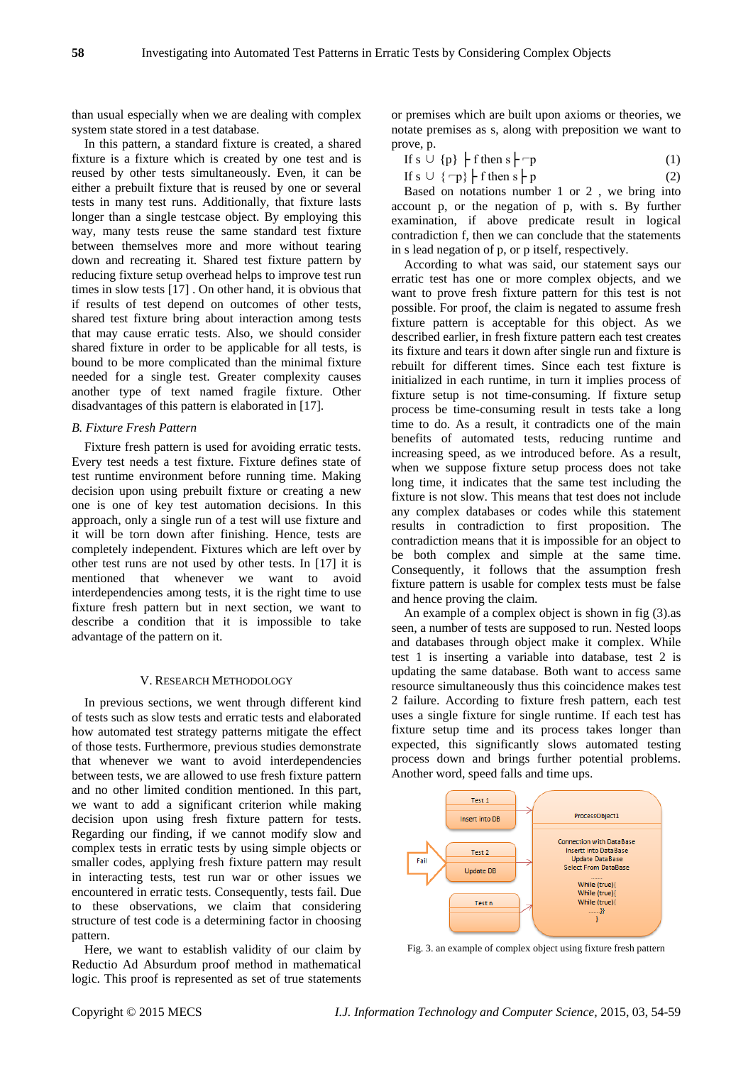than usual especially when we are dealing with complex system state stored in a test database.

In this pattern, a standard fixture is created, a shared fixture is a fixture which is created by one test and is reused by other tests simultaneously. Even, it can be either a prebuilt fixture that is reused by one or several tests in many test runs. Additionally, that fixture lasts longer than a single testcase object. By employing this way, many tests reuse the same standard test fixture between themselves more and more without tearing down and recreating it. Shared test fixture pattern by reducing fixture setup overhead helps to improve test run times in slow tests [17] . On other hand, it is obvious that if results of test depend on outcomes of other tests, shared test fixture bring about interaction among tests that may cause erratic tests. Also, we should consider shared fixture in order to be applicable for all tests, is bound to be more complicated than the minimal fixture needed for a single test. Greater complexity causes another type of text named fragile fixture. Other disadvantages of this pattern is elaborated in [17].

### *B. Fixture Fresh Pattern*

Fixture fresh pattern is used for avoiding erratic tests. Every test needs a test fixture. Fixture defines state of test runtime environment before running time. Making decision upon using prebuilt fixture or creating a new one is one of key test automation decisions. In this approach, only a single run of a test will use fixture and it will be torn down after finishing. Hence, tests are completely independent. Fixtures which are left over by other test runs are not used by other tests. In [17] it is mentioned that whenever we want to avoid interdependencies among tests, it is the right time to use fixture fresh pattern but in next section, we want to describe a condition that it is impossible to take advantage of the pattern on it.

## V. Research Methodology

In previous sections, we went through different kind of tests such as slow tests and erratic tests and elaborated how automated test strategy patterns mitigate the effect of those tests. Furthermore, previous studies demonstrate that whenever we want to avoid interdependencies between tests, we are allowed to use fresh fixture pattern and no other limited condition mentioned. In this part, we want to add a significant criterion while making decision upon using fresh fixture pattern for tests. Regarding our finding, if we cannot modify slow and complex tests in erratic tests by using simple objects or smaller codes, applying fresh fixture pattern may result in interacting tests, test run war or other issues we encountered in erratic tests. Consequently, tests fail. Due to these observations, we claim that considering structure of test code is a determining factor in choosing pattern.

Here, we want to establish validity of our claim by Reductio Ad Absurdum proof method in mathematical logic. This proof is represented as set of true statements or premises which are built upon axioms or theories, we notate premises as s, along with preposition we want to prove, p.

$$\text{If } s \cup \{p\} \vdash f \text{ then } s \vdash \neg p \tag{1}$$

$$\text{If } s \cup \{\neg p\} \vdash f \text{ then } s \vdash p \tag{2}$$

Based on notations number 1 or 2 , we bring into account p, or the negation of p, with s. By further examination, if above predicate result in logical contradiction f, then we can conclude that the statements in s lead negation of p, or p itself, respectively.

According to what was said, our statement says our erratic test has one or more complex objects, and we want to prove fresh fixture pattern for this test is not possible. For proof, the claim is negated to assume fresh fixture pattern is acceptable for this object. As we described earlier, in fresh fixture pattern each test creates its fixture and tears it down after single run and fixture is rebuilt for different times. Since each test fixture is initialized in each runtime, in turn it implies process of fixture setup is not time-consuming. If fixture setup process be time-consuming result in tests take a long time to do. As a result, it contradicts one of the main benefits of automated tests, reducing runtime and increasing speed, as we introduced before. As a result, when we suppose fixture setup process does not take long time, it indicates that the same test including the fixture is not slow. This means that test does not include any complex databases or codes while this statement results in contradiction to first proposition. The contradiction means that it is impossible for an object to be both complex and simple at the same time. Consequently, it follows that the assumption fresh fixture pattern is usable for complex tests must be false and hence proving the claim.

An example of a complex object is shown in fig (3).as seen, a number of tests are supposed to run. Nested loops and databases through object make it complex. While test 1 is inserting a variable into database, test 2 is updating the same database. Both want to access same resource simultaneously thus this coincidence makes test 2 failure. According to fixture fresh pattern, each test uses a single fixture for single runtime. If each test has fixture setup time and its process takes longer than expected, this significantly slows automated testing process down and brings further potential problems. Another word, speed falls and time ups.

Fig. 3. an example of complex object using fixture fresh pattern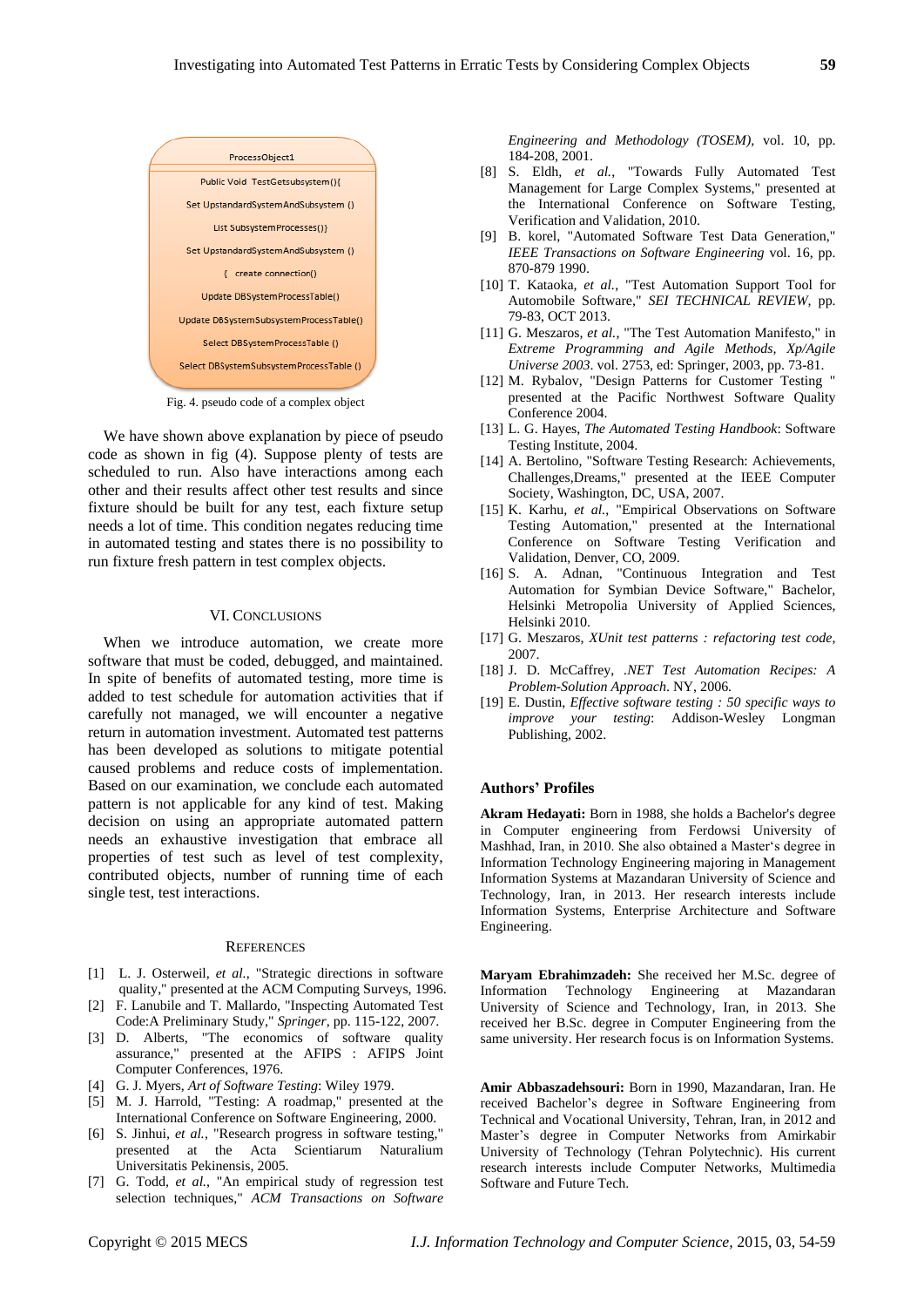```
ProcessObject1
Public Void TestGetsubsystem(){
Set UpstandardSystemAndSubsystem ()
List SubsystemProcesses()}
Set UpstandardSystemAndSubsystem ()
{ create connection()
Update DBSystemProcessTable()
Update DBSystemSubsystemProcessTable()
Select DBSystemProcessTable ()
Select DBSystemSubsystemProcessTable ()
```

Fig. 4. pseudo code of a complex object

We have shown above explanation by piece of pseudo code as shown in fig (4). Suppose plenty of tests are scheduled to run. Also have interactions among each other and their results affect other test results and since fixture should be built for any test, each fixture setup needs a lot of time. This condition negates reducing time in automated testing and states there is no possibility to run fixture fresh pattern in test complex objects.

## VI. Conclusions

When we introduce automation, we create more software that must be coded, debugged, and maintained. In spite of benefits of automated testing, more time is added to test schedule for automation activities that if carefully not managed, we will encounter a negative return in automation investment. Automated test patterns has been developed as solutions to mitigate potential caused problems and reduce costs of implementation. Based on our examination, we conclude each automated pattern is not applicable for any kind of test. Making decision on using an appropriate automated pattern needs an exhaustive investigation that embrace all properties of test such as level of test complexity, contributed objects, number of running time of each single test, test interactions.

## References

[1] L. J. Osterweil, *et al.*, "Strategic directions in software quality," presented at the ACM Computing Surveys, 1996.

[2] F. Lanubile and T. Mallardo, "Inspecting Automated Test Code:A Preliminary Study," *Springer*, pp. 115-122, 2007.

[3] D. Alberts, "The economics of software quality assurance," presented at the AFIPS : AFIPS Joint Computer Conferences, 1976.

[4] G. J. Myers, *Art of Software Testing*: Wiley 1979.

[5] M. J. Harrold, "Testing: A roadmap," presented at the International Conference on Software Engineering, 2000.

[6] S. Jinhui, *et al.*, "Research progress in software testing," presented at the Acta Scientiarum Naturalium Universitatis Pekinensis, 2005.

[7] G. Todd, *et al.*, "An empirical study of regression test selection techniques," *ACM Transactions on Software Engineering and Methodology (TOSEM)*, vol. 10, pp. 184-208, 2001.

[8] S. Eldh, *et al.*, "Towards Fully Automated Test Management for Large Complex Systems," presented at the International Conference on Software Testing, Verification and Validation, 2010.

[9] B. korel, "Automated Software Test Data Generation," *IEEE Transactions on Software Engineering* vol. 16, pp. 870-879 1990.

[10] T. Kataoka, *et al.*, "Test Automation Support Tool for Automobile Software," *SEI TECHNICAL REVIEW*, pp. 79-83, OCT 2013.

[11] G. Meszaros, *et al.*, "The Test Automation Manifesto," in *Extreme Programming and Agile Methods, Xp/Agile Universe 2003*. vol. 2753, ed: Springer, 2003, pp. 73-81.

[12] M. Rybalov, "Design Patterns for Customer Testing " presented at the Pacific Northwest Software Quality Conference 2004.

[13] L. G. Hayes, *The Automated Testing Handbook*: Software Testing Institute, 2004.

[14] A. Bertolino, "Software Testing Research: Achievements, Challenges,Dreams," presented at the IEEE Computer Society, Washington, DC, USA, 2007.

[15] K. Karhu, *et al.*, "Empirical Observations on Software Testing Automation," presented at the International Conference on Software Testing Verification and Validation, Denver, CO, 2009.

[16] S. A. Adnan, "Continuous Integration and Test Automation for Symbian Device Software," Bachelor, Helsinki Metropolia University of Applied Sciences, Helsinki 2010.

[17] G. Meszaros, *XUnit test patterns : refactoring test code*, 2007.

[18] J. D. McCaffrey, *.NET Test Automation Recipes: A Problem-Solution Approach*. NY, 2006.

[19] E. Dustin, *Effective software testing : 50 specific ways to improve your testing*: Addison-Wesley Longman Publishing, 2002.

## Authors' Profiles

**Akram Hedayati:** Born in 1988, she holds a Bachelor's degree in Computer engineering from Ferdowsi University of Mashhad, Iran, in 2010. She also obtained a Master's degree in Information Technology Engineering majoring in Management Information Systems at Mazandaran University of Science and Technology, Iran, in 2013. Her research interests include Information Systems, Enterprise Architecture and Software Engineering.

**Maryam Ebrahimzadeh:** She received her M.Sc. degree of Information Technology Engineering at Mazandaran University of Science and Technology, Iran, in 2013. She received her B.Sc. degree in Computer Engineering from the same university. Her research focus is on Information Systems.

**Amir Abbaszadehsouri:** Born in 1990, Mazandaran, Iran. He received Bachelor's degree in Software Engineering from Technical and Vocational University, Tehran, Iran, in 2012 and Master's degree in Computer Networks from Amirkabir University of Technology (Tehran Polytechnic). His current research interests include Computer Networks, Multimedia Software and Future Tech.